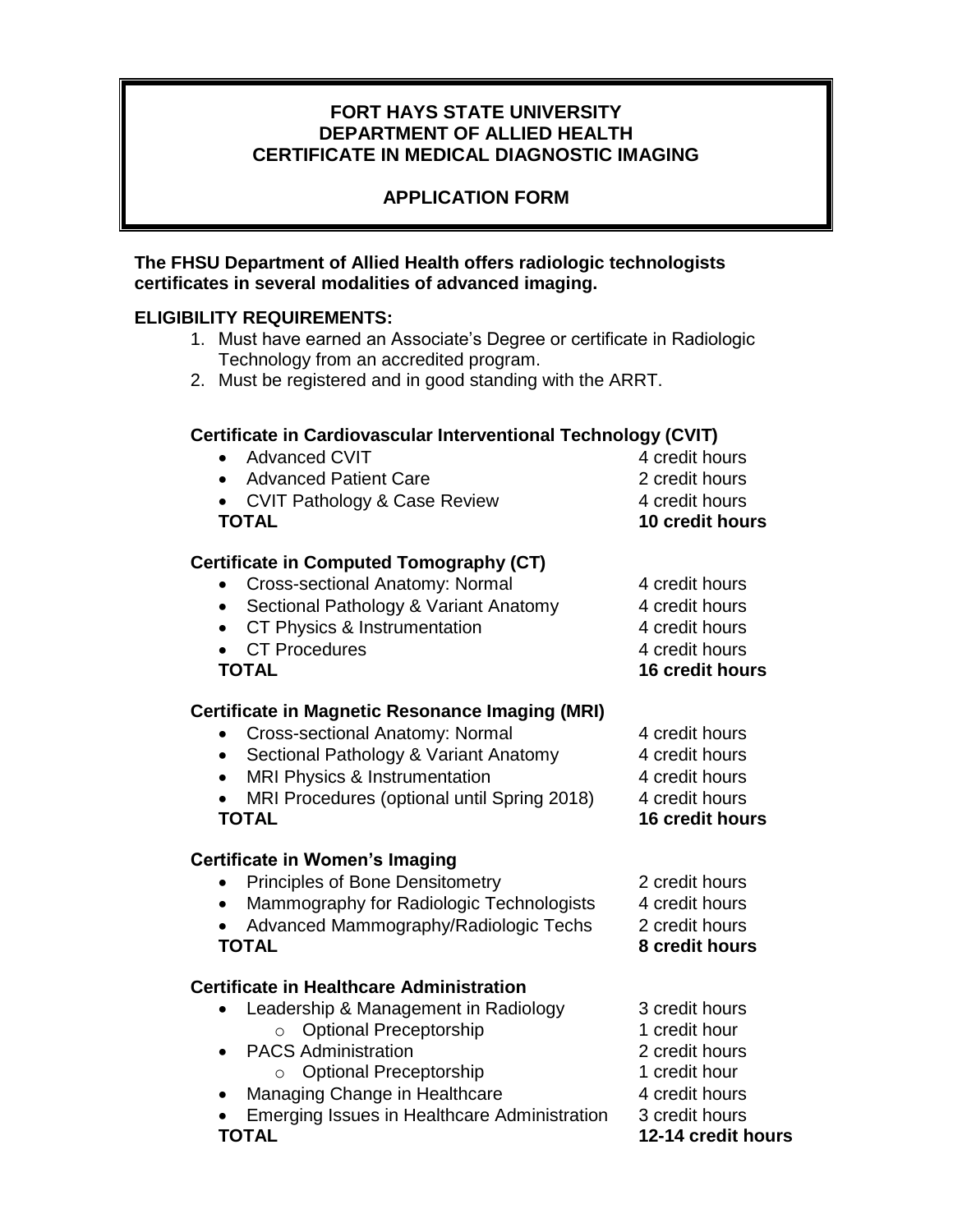# FORT HAYS STATE UNIVERSITY
# DEPARTMENT OF ALLIED HEALTH
# CERTIFICATE IN MEDICAL DIAGNOSTIC IMAGING

## APPLICATION FORM

**The FHSU Department of Allied Health offers radiologic technologists certificates in several modalities of advanced imaging.**

**ELIGIBILITY REQUIREMENTS:**

1. Must have earned an Associate's Degree or certificate in Radiologic Technology from an accredited program.
2. Must be registered and in good standing with the ARRT.

### Certificate in Cardiovascular Interventional Technology (CVIT)

- Advanced CVIT — 4 credit hours
- Advanced Patient Care — 2 credit hours
- CVIT Pathology & Case Review — 4 credit hours

**TOTAL — 10 credit hours**

### Certificate in Computed Tomography (CT)

- Cross-sectional Anatomy: Normal — 4 credit hours
- Sectional Pathology & Variant Anatomy — 4 credit hours
- CT Physics & Instrumentation — 4 credit hours
- CT Procedures — 4 credit hours

**TOTAL — 16 credit hours**

### Certificate in Magnetic Resonance Imaging (MRI)

- Cross-sectional Anatomy: Normal — 4 credit hours
- Sectional Pathology & Variant Anatomy — 4 credit hours
- MRI Physics & Instrumentation — 4 credit hours
- MRI Procedures (optional until Spring 2018) — 4 credit hours

**TOTAL — 16 credit hours**

### Certificate in Women's Imaging

- Principles of Bone Densitometry — 2 credit hours
- Mammography for Radiologic Technologists — 4 credit hours
- Advanced Mammography/Radiologic Techs — 2 credit hours

**TOTAL — 8 credit hours**

### Certificate in Healthcare Administration

- Leadership & Management in Radiology — 3 credit hours
  - Optional Preceptorship — 1 credit hour
- PACS Administration — 2 credit hours
  - Optional Preceptorship — 1 credit hour
- Managing Change in Healthcare — 4 credit hours
- Emerging Issues in Healthcare Administration — 3 credit hours

**TOTAL — 12-14 credit hours**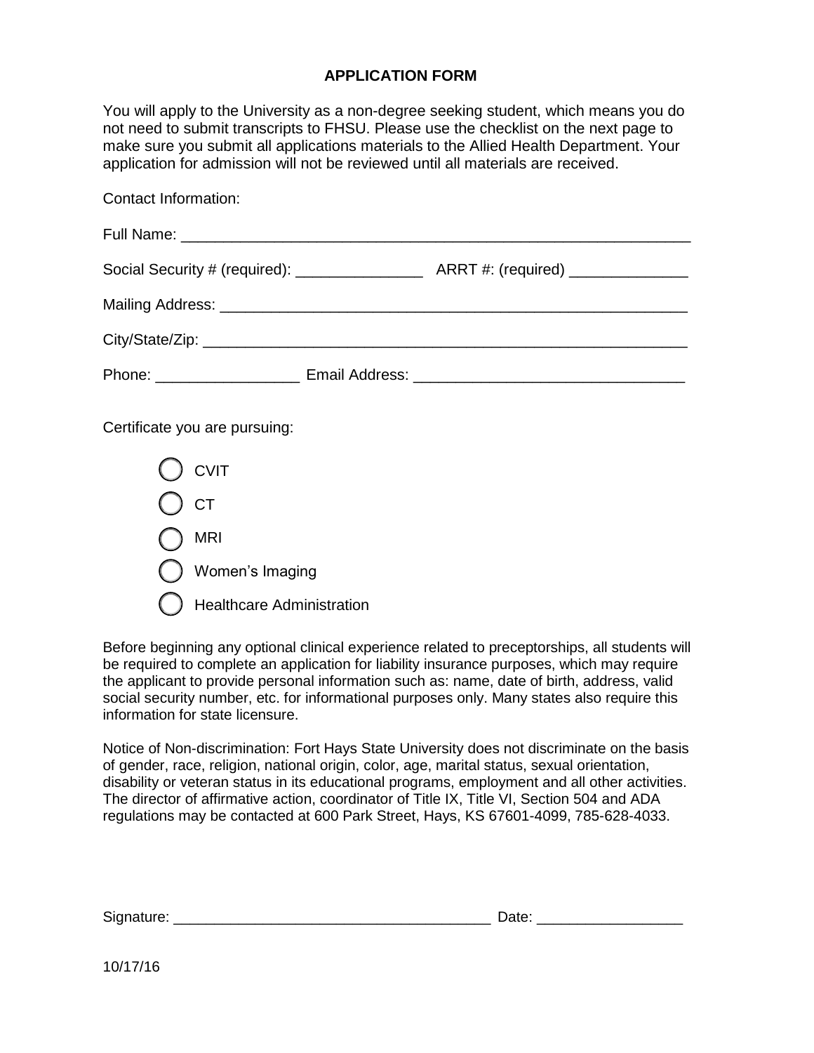## APPLICATION FORM

You will apply to the University as a non-degree seeking student, which means you do not need to submit transcripts to FHSU. Please use the checklist on the next page to make sure you submit all applications materials to the Allied Health Department. Your application for admission will not be reviewed until all materials are received.

Contact Information:

Full Name: ____________________________________________________________

Social Security # (required): _______________ ARRT #: (required) ______________

Mailing Address: ________________________________________________________

City/State/Zip: __________________________________________________________

Phone: _________________ Email Address: _______________________________

Certificate you are pursuing:

- ◯ CVIT
- ◯ CT
- ◯ MRI
- ◯ Women's Imaging
- ◯ Healthcare Administration

Before beginning any optional clinical experience related to preceptorships, all students will be required to complete an application for liability insurance purposes, which may require the applicant to provide personal information such as: name, date of birth, address, valid social security number, etc. for informational purposes only. Many states also require this information for state licensure.

Notice of Non-discrimination: Fort Hays State University does not discriminate on the basis of gender, race, religion, national origin, color, age, marital status, sexual orientation, disability or veteran status in its educational programs, employment and all other activities. The director of affirmative action, coordinator of Title IX, Title VI, Section 504 and ADA regulations may be contacted at 600 Park Street, Hays, KS 67601-4099, 785-628-4033.

Signature: _______________________________________ Date: _________________

10/17/16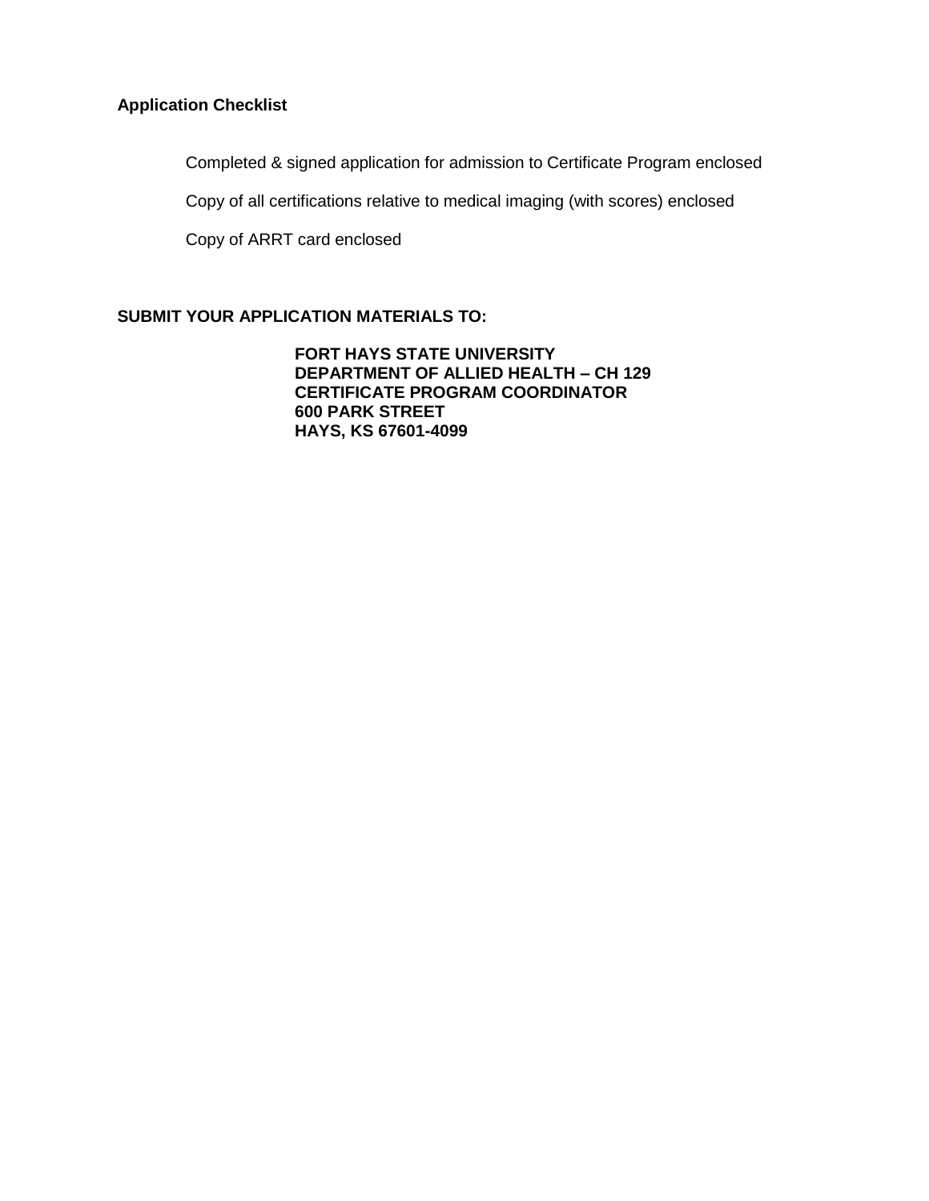**Application Checklist**

Completed & signed application for admission to Certificate Program enclosed

Copy of all certifications relative to medical imaging (with scores) enclosed

Copy of ARRT card enclosed

**SUBMIT YOUR APPLICATION MATERIALS TO:**

**FORT HAYS STATE UNIVERSITY**
**DEPARTMENT OF ALLIED HEALTH – CH 129**
**CERTIFICATE PROGRAM COORDINATOR**
**600 PARK STREET**
**HAYS, KS 67601-4099**